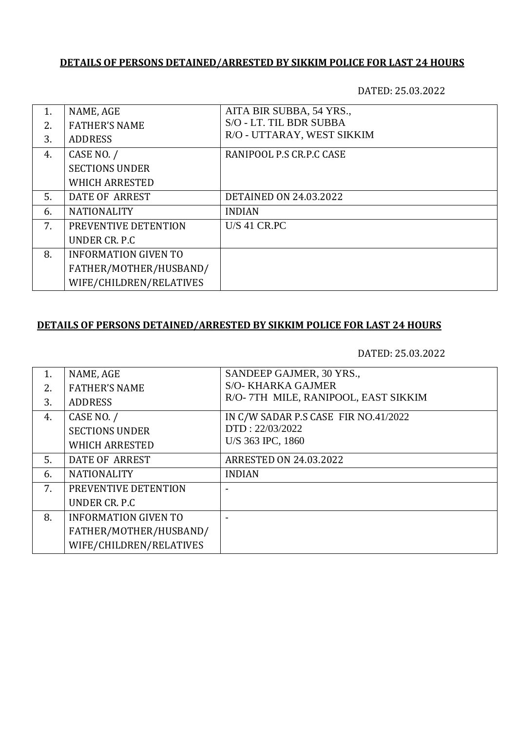**DETAILS OF PERSONS DETAINED/ARRESTED BY SIKKIM POLICE FOR LAST 24 HOURS**

DATED: 25.03.2022

| | | |
|---|---|---|
| 1.<br>2.<br>3. | NAME, AGE<br>FATHER'S NAME<br>ADDRESS | AITA BIR SUBBA, 54 YRS.,<br>S/O - LT. TIL BDR SUBBA<br>R/O - UTTARAY, WEST SIKKIM |
| 4. | CASE NO. /<br>SECTIONS UNDER<br>WHICH ARRESTED | RANIPOOL P.S CR.P.C CASE |
| 5. | DATE OF ARREST | DETAINED ON 24.03.2022 |
| 6. | NATIONALITY | INDIAN |
| 7. | PREVENTIVE DETENTION<br>UNDER CR. P.C | U/S 41 CR.PC |
| 8. | INFORMATION GIVEN TO<br>FATHER/MOTHER/HUSBAND/<br>WIFE/CHILDREN/RELATIVES | |

**DETAILS OF PERSONS DETAINED/ARRESTED BY SIKKIM POLICE FOR LAST 24 HOURS**

DATED: 25.03.2022

| | | |
|---|---|---|
| 1.<br>2.<br>3. | NAME, AGE<br>FATHER'S NAME<br>ADDRESS | SANDEEP GAJMER, 30 YRS.,<br>S/O- KHARKA GAJMER<br>R/O- 7TH MILE, RANIPOOL, EAST SIKKIM |
| 4. | CASE NO. /<br>SECTIONS UNDER<br>WHICH ARRESTED | IN C/W SADAR P.S CASE FIR NO.41/2022<br>DTD : 22/03/2022<br>U/S 363 IPC, 1860 |
| 5. | DATE OF ARREST | ARRESTED ON 24.03.2022 |
| 6. | NATIONALITY | INDIAN |
| 7. | PREVENTIVE DETENTION<br>UNDER CR. P.C | - |
| 8. | INFORMATION GIVEN TO<br>FATHER/MOTHER/HUSBAND/<br>WIFE/CHILDREN/RELATIVES | - |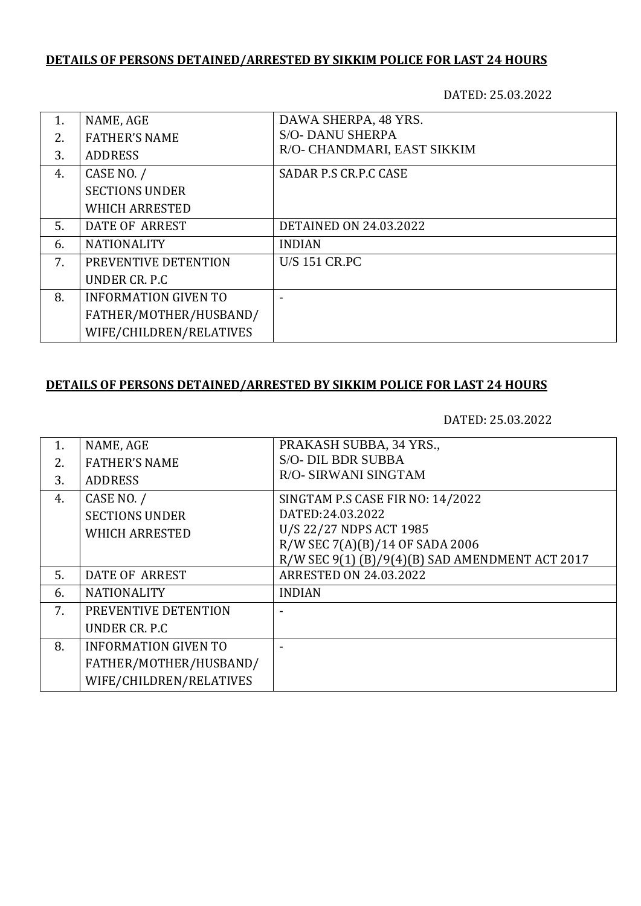**DETAILS OF PERSONS DETAINED/ARRESTED BY SIKKIM POLICE FOR LAST 24 HOURS**

DATED: 25.03.2022

| | | |
|---|---|---|
| 1.<br>2.<br>3. | NAME, AGE<br>FATHER'S NAME<br>ADDRESS | DAWA SHERPA, 48 YRS.<br>S/O- DANU SHERPA<br>R/O- CHANDMARI, EAST SIKKIM |
| 4. | CASE NO. /<br>SECTIONS UNDER<br>WHICH ARRESTED | SADAR P.S CR.P.C CASE |
| 5. | DATE OF ARREST | DETAINED ON 24.03.2022 |
| 6. | NATIONALITY | INDIAN |
| 7. | PREVENTIVE DETENTION<br>UNDER CR. P.C | U/S 151 CR.PC |
| 8. | INFORMATION GIVEN TO<br>FATHER/MOTHER/HUSBAND/<br>WIFE/CHILDREN/RELATIVES | - |

**DETAILS OF PERSONS DETAINED/ARRESTED BY SIKKIM POLICE FOR LAST 24 HOURS**

DATED: 25.03.2022

| | | |
|---|---|---|
| 1.<br>2.<br>3. | NAME, AGE<br>FATHER'S NAME<br>ADDRESS | PRAKASH SUBBA, 34 YRS.,<br>S/O- DIL BDR SUBBA<br>R/O- SIRWANI SINGTAM |
| 4. | CASE NO. /<br>SECTIONS UNDER<br>WHICH ARRESTED | SINGTAM P.S CASE FIR NO: 14/2022<br>DATED:24.03.2022<br>U/S 22/27 NDPS ACT 1985<br>R/W SEC 7(A)(B)/14 OF SADA 2006<br>R/W SEC 9(1) (B)/9(4)(B) SAD AMENDMENT ACT 2017 |
| 5. | DATE OF ARREST | ARRESTED ON 24.03.2022 |
| 6. | NATIONALITY | INDIAN |
| 7. | PREVENTIVE DETENTION<br>UNDER CR. P.C | - |
| 8. | INFORMATION GIVEN TO<br>FATHER/MOTHER/HUSBAND/<br>WIFE/CHILDREN/RELATIVES | - |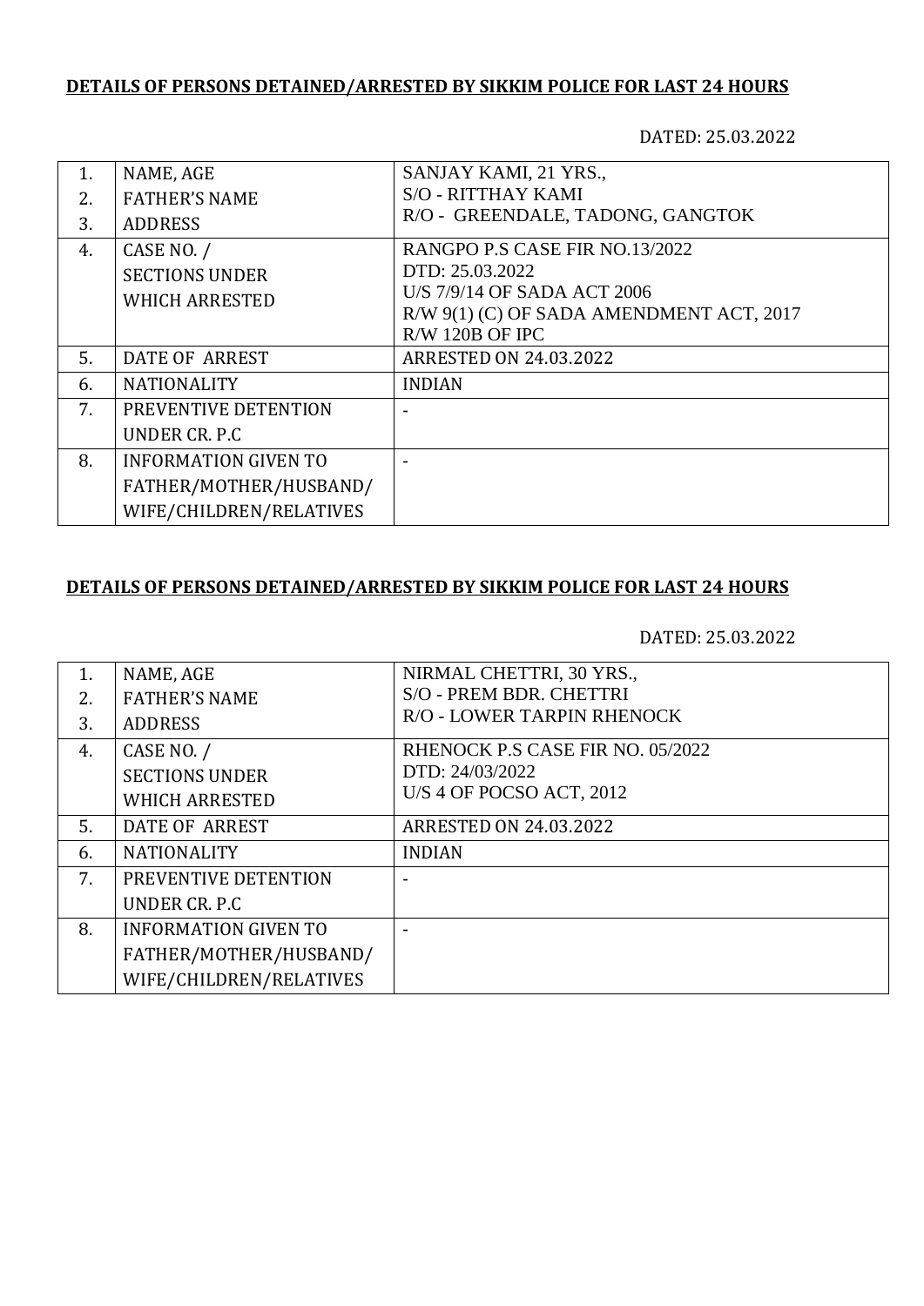**DETAILS OF PERSONS DETAINED/ARRESTED BY SIKKIM POLICE FOR LAST 24 HOURS**

DATED: 25.03.2022

| | | |
|---|---|---|
| 1.<br>2.<br>3. | NAME, AGE<br>FATHER'S NAME<br>ADDRESS | SANJAY KAMI, 21 YRS.,<br>S/O - RITTHAY KAMI<br>R/O - GREENDALE, TADONG, GANGTOK |
| 4. | CASE NO. /<br>SECTIONS UNDER<br>WHICH ARRESTED | RANGPO P.S CASE FIR NO.13/2022<br>DTD: 25.03.2022<br>U/S 7/9/14 OF SADA ACT 2006<br>R/W 9(1) (C) OF SADA AMENDMENT ACT, 2017<br>R/W 120B OF IPC |
| 5. | DATE OF ARREST | ARRESTED ON 24.03.2022 |
| 6. | NATIONALITY | INDIAN |
| 7. | PREVENTIVE DETENTION<br>UNDER CR. P.C | - |
| 8. | INFORMATION GIVEN TO<br>FATHER/MOTHER/HUSBAND/<br>WIFE/CHILDREN/RELATIVES | - |

**DETAILS OF PERSONS DETAINED/ARRESTED BY SIKKIM POLICE FOR LAST 24 HOURS**

DATED: 25.03.2022

| | | |
|---|---|---|
| 1.<br>2.<br>3. | NAME, AGE<br>FATHER'S NAME<br>ADDRESS | NIRMAL CHETTRI, 30 YRS.,<br>S/O - PREM BDR. CHETTRI<br>R/O - LOWER TARPIN RHENOCK |
| 4. | CASE NO. /<br>SECTIONS UNDER<br>WHICH ARRESTED | RHENOCK P.S CASE FIR NO. 05/2022<br>DTD: 24/03/2022<br>U/S 4 OF POCSO ACT, 2012 |
| 5. | DATE OF ARREST | ARRESTED ON 24.03.2022 |
| 6. | NATIONALITY | INDIAN |
| 7. | PREVENTIVE DETENTION<br>UNDER CR. P.C | - |
| 8. | INFORMATION GIVEN TO<br>FATHER/MOTHER/HUSBAND/<br>WIFE/CHILDREN/RELATIVES | - |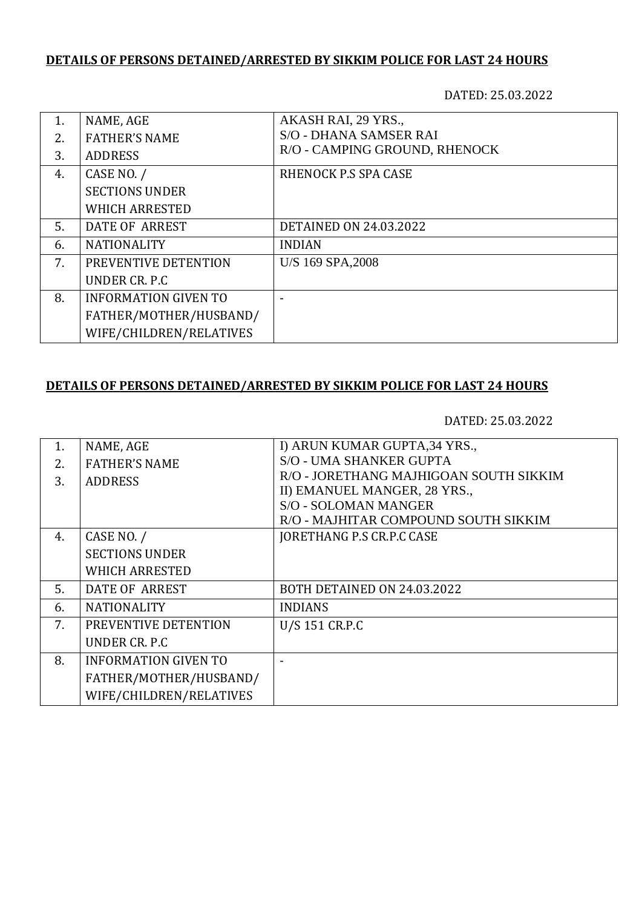**DETAILS OF PERSONS DETAINED/ARRESTED BY SIKKIM POLICE FOR LAST 24 HOURS**

DATED: 25.03.2022

| | | |
|---|---|---|
| 1.<br>2.<br>3. | NAME, AGE<br>FATHER'S NAME<br>ADDRESS | AKASH RAI, 29 YRS.,<br>S/O - DHANA SAMSER RAI<br>R/O - CAMPING GROUND, RHENOCK |
| 4. | CASE NO. /<br>SECTIONS UNDER<br>WHICH ARRESTED | RHENOCK P.S SPA CASE |
| 5. | DATE OF ARREST | DETAINED ON 24.03.2022 |
| 6. | NATIONALITY | INDIAN |
| 7. | PREVENTIVE DETENTION<br>UNDER CR. P.C | U/S 169 SPA,2008 |
| 8. | INFORMATION GIVEN TO<br>FATHER/MOTHER/HUSBAND/<br>WIFE/CHILDREN/RELATIVES | - |

**DETAILS OF PERSONS DETAINED/ARRESTED BY SIKKIM POLICE FOR LAST 24 HOURS**

DATED: 25.03.2022

| | | |
|---|---|---|
| 1.<br>2.<br>3. | NAME, AGE<br>FATHER'S NAME<br>ADDRESS | I) ARUN KUMAR GUPTA,34 YRS.,<br>S/O - UMA SHANKER GUPTA<br>R/O - JORETHANG MAJHIGOAN SOUTH SIKKIM<br>II) EMANUEL MANGER, 28 YRS.,<br>S/O - SOLOMAN MANGER<br>R/O - MAJHITAR COMPOUND SOUTH SIKKIM |
| 4. | CASE NO. /<br>SECTIONS UNDER<br>WHICH ARRESTED | JORETHANG P.S CR.P.C CASE |
| 5. | DATE OF ARREST | BOTH DETAINED ON 24.03.2022 |
| 6. | NATIONALITY | INDIANS |
| 7. | PREVENTIVE DETENTION<br>UNDER CR. P.C | U/S 151 CR.P.C |
| 8. | INFORMATION GIVEN TO<br>FATHER/MOTHER/HUSBAND/<br>WIFE/CHILDREN/RELATIVES | - |